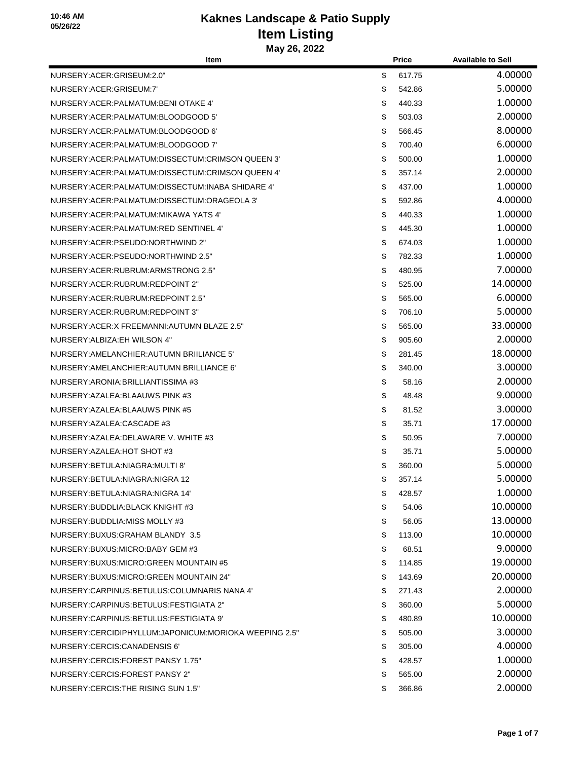# Kaknes Landscape & Patio Supply

## Item Listing

May 26, 2022

10:46 AM
05/26/22

| Item | | Price | Available to Sell |
|---|---|---|---|
| NURSERY:ACER:GRISEUM:2.0" | $ | 617.75 | 4.00000 |
| NURSERY:ACER:GRISEUM:7' | $ | 542.86 | 5.00000 |
| NURSERY:ACER:PALMATUM:BENI OTAKE 4' | $ | 440.33 | 1.00000 |
| NURSERY:ACER:PALMATUM:BLOODGOOD 5' | $ | 503.03 | 2.00000 |
| NURSERY:ACER:PALMATUM:BLOODGOOD 6' | $ | 566.45 | 8.00000 |
| NURSERY:ACER:PALMATUM:BLOODGOOD 7' | $ | 700.40 | 6.00000 |
| NURSERY:ACER:PALMATUM:DISSECTUM:CRIMSON QUEEN 3' | $ | 500.00 | 1.00000 |
| NURSERY:ACER:PALMATUM:DISSECTUM:CRIMSON QUEEN 4' | $ | 357.14 | 2.00000 |
| NURSERY:ACER:PALMATUM:DISSECTUM:INABA SHIDARE 4' | $ | 437.00 | 1.00000 |
| NURSERY:ACER:PALMATUM:DISSECTUM:ORAGEOLA 3' | $ | 592.86 | 4.00000 |
| NURSERY:ACER:PALMATUM:MIKAWA YATS 4' | $ | 440.33 | 1.00000 |
| NURSERY:ACER:PALMATUM:RED SENTINEL 4' | $ | 445.30 | 1.00000 |
| NURSERY:ACER:PSEUDO:NORTHWIND 2" | $ | 674.03 | 1.00000 |
| NURSERY:ACER:PSEUDO:NORTHWIND 2.5" | $ | 782.33 | 1.00000 |
| NURSERY:ACER:RUBRUM:ARMSTRONG 2.5" | $ | 480.95 | 7.00000 |
| NURSERY:ACER:RUBRUM:REDPOINT 2" | $ | 525.00 | 14.00000 |
| NURSERY:ACER:RUBRUM:REDPOINT 2.5" | $ | 565.00 | 6.00000 |
| NURSERY:ACER:RUBRUM:REDPOINT 3" | $ | 706.10 | 5.00000 |
| NURSERY:ACER:X FREEMANNI:AUTUMN BLAZE 2.5" | $ | 565.00 | 33.00000 |
| NURSERY:ALBIZA:EH WILSON 4" | $ | 905.60 | 2.00000 |
| NURSERY:AMELANCHIER:AUTUMN BRIILIANCE 5' | $ | 281.45 | 18.00000 |
| NURSERY:AMELANCHIER:AUTUMN BRILLIANCE 6' | $ | 340.00 | 3.00000 |
| NURSERY:ARONIA:BRILLIANTISSIMA #3 | $ | 58.16 | 2.00000 |
| NURSERY:AZALEA:BLAAUWS PINK #3 | $ | 48.48 | 9.00000 |
| NURSERY:AZALEA:BLAAUWS PINK #5 | $ | 81.52 | 3.00000 |
| NURSERY:AZALEA:CASCADE #3 | $ | 35.71 | 17.00000 |
| NURSERY:AZALEA:DELAWARE V. WHITE #3 | $ | 50.95 | 7.00000 |
| NURSERY:AZALEA:HOT SHOT #3 | $ | 35.71 | 5.00000 |
| NURSERY:BETULA:NIAGRA:MULTI 8' | $ | 360.00 | 5.00000 |
| NURSERY:BETULA:NIAGRA:NIGRA 12 | $ | 357.14 | 5.00000 |
| NURSERY:BETULA:NIAGRA:NIGRA 14' | $ | 428.57 | 1.00000 |
| NURSERY:BUDDLIA:BLACK KNIGHT #3 | $ | 54.06 | 10.00000 |
| NURSERY:BUDDLIA:MISS MOLLY #3 | $ | 56.05 | 13.00000 |
| NURSERY:BUXUS:GRAHAM BLANDY 3.5 | $ | 113.00 | 10.00000 |
| NURSERY:BUXUS:MICRO:BABY GEM #3 | $ | 68.51 | 9.00000 |
| NURSERY:BUXUS:MICRO:GREEN MOUNTAIN #5 | $ | 114.85 | 19.00000 |
| NURSERY:BUXUS:MICRO:GREEN MOUNTAIN 24" | $ | 143.69 | 20.00000 |
| NURSERY:CARPINUS:BETULUS:COLUMNARIS NANA 4' | $ | 271.43 | 2.00000 |
| NURSERY:CARPINUS:BETULUS:FESTIGIATA 2" | $ | 360.00 | 5.00000 |
| NURSERY:CARPINUS:BETULUS:FESTIGIATA 9' | $ | 480.89 | 10.00000 |
| NURSERY:CERCIDIPHYLLUM:JAPONICUM:MORIOKA WEEPING 2.5" | $ | 505.00 | 3.00000 |
| NURSERY:CERCIS:CANADENSIS 6' | $ | 305.00 | 4.00000 |
| NURSERY:CERCIS:FOREST PANSY 1.75" | $ | 428.57 | 1.00000 |
| NURSERY:CERCIS:FOREST PANSY 2" | $ | 565.00 | 2.00000 |
| NURSERY:CERCIS:THE RISING SUN 1.5" | $ | 366.86 | 2.00000 |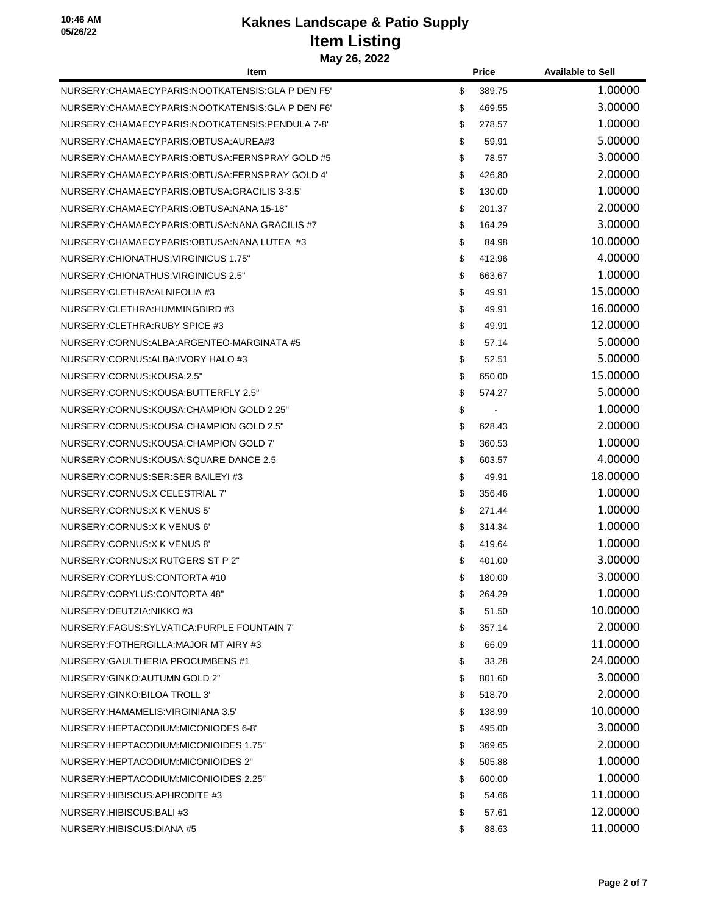# Kaknes Landscape & Patio Supply

## Item Listing

**May 26, 2022**

| Item | Price | Available to Sell |
|---|---|---|
| NURSERY:CHAMAECYPARIS:NOOTKATENSIS:GLA P DEN F5' | $ 389.75 | 1.00000 |
| NURSERY:CHAMAECYPARIS:NOOTKATENSIS:GLA P DEN F6' | $ 469.55 | 3.00000 |
| NURSERY:CHAMAECYPARIS:NOOTKATENSIS:PENDULA 7-8' | $ 278.57 | 1.00000 |
| NURSERY:CHAMAECYPARIS:OBTUSA:AUREA#3 | $ 59.91 | 5.00000 |
| NURSERY:CHAMAECYPARIS:OBTUSA:FERNSPRAY GOLD #5 | $ 78.57 | 3.00000 |
| NURSERY:CHAMAECYPARIS:OBTUSA:FERNSPRAY GOLD 4' | $ 426.80 | 2.00000 |
| NURSERY:CHAMAECYPARIS:OBTUSA:GRACILIS 3-3.5' | $ 130.00 | 1.00000 |
| NURSERY:CHAMAECYPARIS:OBTUSA:NANA 15-18" | $ 201.37 | 2.00000 |
| NURSERY:CHAMAECYPARIS:OBTUSA:NANA GRACILIS #7 | $ 164.29 | 3.00000 |
| NURSERY:CHAMAECYPARIS:OBTUSA:NANA LUTEA #3 | $ 84.98 | 10.00000 |
| NURSERY:CHIONATHUS:VIRGINICUS 1.75" | $ 412.96 | 4.00000 |
| NURSERY:CHIONATHUS:VIRGINICUS 2.5" | $ 663.67 | 1.00000 |
| NURSERY:CLETHRA:ALNIFOLIA #3 | $ 49.91 | 15.00000 |
| NURSERY:CLETHRA:HUMMINGBIRD #3 | $ 49.91 | 16.00000 |
| NURSERY:CLETHRA:RUBY SPICE #3 | $ 49.91 | 12.00000 |
| NURSERY:CORNUS:ALBA:ARGENTEO-MARGINATA #5 | $ 57.14 | 5.00000 |
| NURSERY:CORNUS:ALBA:IVORY HALO #3 | $ 52.51 | 5.00000 |
| NURSERY:CORNUS:KOUSA:2.5" | $ 650.00 | 15.00000 |
| NURSERY:CORNUS:KOUSA:BUTTERFLY 2.5" | $ 574.27 | 5.00000 |
| NURSERY:CORNUS:KOUSA:CHAMPION GOLD 2.25" | $ - | 1.00000 |
| NURSERY:CORNUS:KOUSA:CHAMPION GOLD 2.5" | $ 628.43 | 2.00000 |
| NURSERY:CORNUS:KOUSA:CHAMPION GOLD 7' | $ 360.53 | 1.00000 |
| NURSERY:CORNUS:KOUSA:SQUARE DANCE 2.5 | $ 603.57 | 4.00000 |
| NURSERY:CORNUS:SER:SER BAILEYI #3 | $ 49.91 | 18.00000 |
| NURSERY:CORNUS:X CELESTRIAL 7' | $ 356.46 | 1.00000 |
| NURSERY:CORNUS:X K VENUS 5' | $ 271.44 | 1.00000 |
| NURSERY:CORNUS:X K VENUS 6' | $ 314.34 | 1.00000 |
| NURSERY:CORNUS:X K VENUS 8' | $ 419.64 | 1.00000 |
| NURSERY:CORNUS:X RUTGERS ST P 2" | $ 401.00 | 3.00000 |
| NURSERY:CORYLUS:CONTORTA #10 | $ 180.00 | 3.00000 |
| NURSERY:CORYLUS:CONTORTA 48" | $ 264.29 | 1.00000 |
| NURSERY:DEUTZIA:NIKKO #3 | $ 51.50 | 10.00000 |
| NURSERY:FAGUS:SYLVATICA:PURPLE FOUNTAIN 7' | $ 357.14 | 2.00000 |
| NURSERY:FOTHERGILLA:MAJOR MT AIRY #3 | $ 66.09 | 11.00000 |
| NURSERY:GAULTHERIA PROCUMBENS #1 | $ 33.28 | 24.00000 |
| NURSERY:GINKO:AUTUMN GOLD 2" | $ 801.60 | 3.00000 |
| NURSERY:GINKO:BILOA TROLL 3' | $ 518.70 | 2.00000 |
| NURSERY:HAMAMELIS:VIRGINIANA 3.5' | $ 138.99 | 10.00000 |
| NURSERY:HEPTACODIUM:MICONIODES 6-8' | $ 495.00 | 3.00000 |
| NURSERY:HEPTACODIUM:MICONIOIDES 1.75" | $ 369.65 | 2.00000 |
| NURSERY:HEPTACODIUM:MICONIOIDES 2" | $ 505.88 | 1.00000 |
| NURSERY:HEPTACODIUM:MICONIOIDES 2.25" | $ 600.00 | 1.00000 |
| NURSERY:HIBISCUS:APHRODITE #3 | $ 54.66 | 11.00000 |
| NURSERY:HIBISCUS:BALI #3 | $ 57.61 | 12.00000 |
| NURSERY:HIBISCUS:DIANA #5 | $ 88.63 | 11.00000 |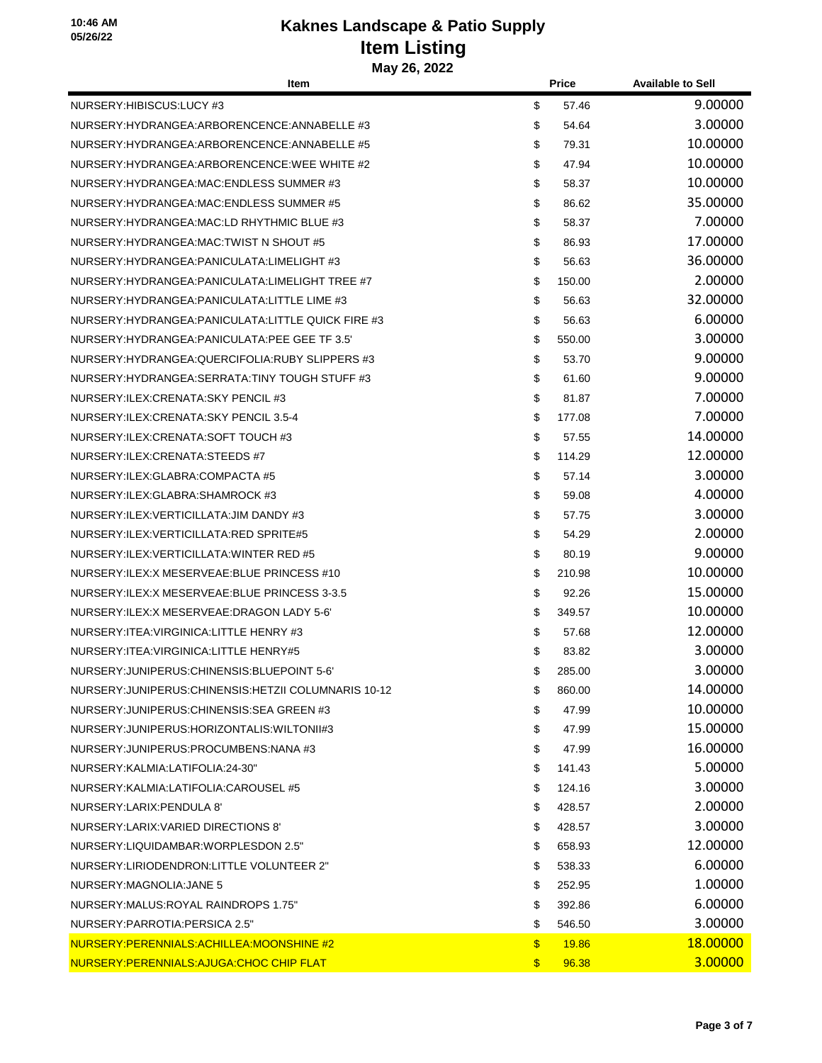# Kaknes Landscape & Patio Supply

## Item Listing

**May 26, 2022**

| Item | | Price | Available to Sell |
|---|---|---|---|
| NURSERY:HIBISCUS:LUCY #3 | $ | 57.46 | 9.00000 |
| NURSERY:HYDRANGEA:ARBORENCENCE:ANNABELLE #3 | $ | 54.64 | 3.00000 |
| NURSERY:HYDRANGEA:ARBORENCENCE:ANNABELLE #5 | $ | 79.31 | 10.00000 |
| NURSERY:HYDRANGEA:ARBORENCENCE:WEE WHITE #2 | $ | 47.94 | 10.00000 |
| NURSERY:HYDRANGEA:MAC:ENDLESS SUMMER #3 | $ | 58.37 | 10.00000 |
| NURSERY:HYDRANGEA:MAC:ENDLESS SUMMER #5 | $ | 86.62 | 35.00000 |
| NURSERY:HYDRANGEA:MAC:LD RHYTHMIC BLUE #3 | $ | 58.37 | 7.00000 |
| NURSERY:HYDRANGEA:MAC:TWIST N SHOUT #5 | $ | 86.93 | 17.00000 |
| NURSERY:HYDRANGEA:PANICULATA:LIMELIGHT #3 | $ | 56.63 | 36.00000 |
| NURSERY:HYDRANGEA:PANICULATA:LIMELIGHT TREE #7 | $ | 150.00 | 2.00000 |
| NURSERY:HYDRANGEA:PANICULATA:LITTLE LIME #3 | $ | 56.63 | 32.00000 |
| NURSERY:HYDRANGEA:PANICULATA:LITTLE QUICK FIRE #3 | $ | 56.63 | 6.00000 |
| NURSERY:HYDRANGEA:PANICULATA:PEE GEE TF 3.5' | $ | 550.00 | 3.00000 |
| NURSERY:HYDRANGEA:QUERCIFOLIA:RUBY SLIPPERS #3 | $ | 53.70 | 9.00000 |
| NURSERY:HYDRANGEA:SERRATA:TINY TOUGH STUFF #3 | $ | 61.60 | 9.00000 |
| NURSERY:ILEX:CRENATA:SKY PENCIL #3 | $ | 81.87 | 7.00000 |
| NURSERY:ILEX:CRENATA:SKY PENCIL 3.5-4 | $ | 177.08 | 7.00000 |
| NURSERY:ILEX:CRENATA:SOFT TOUCH #3 | $ | 57.55 | 14.00000 |
| NURSERY:ILEX:CRENATA:STEEDS #7 | $ | 114.29 | 12.00000 |
| NURSERY:ILEX:GLABRA:COMPACTA #5 | $ | 57.14 | 3.00000 |
| NURSERY:ILEX:GLABRA:SHAMROCK #3 | $ | 59.08 | 4.00000 |
| NURSERY:ILEX:VERTICILLATA:JIM DANDY #3 | $ | 57.75 | 3.00000 |
| NURSERY:ILEX:VERTICILLATA:RED SPRITE#5 | $ | 54.29 | 2.00000 |
| NURSERY:ILEX:VERTICILLATA:WINTER RED #5 | $ | 80.19 | 9.00000 |
| NURSERY:ILEX:X MESERVEAE:BLUE PRINCESS #10 | $ | 210.98 | 10.00000 |
| NURSERY:ILEX:X MESERVEAE:BLUE PRINCESS 3-3.5 | $ | 92.26 | 15.00000 |
| NURSERY:ILEX:X MESERVEAE:DRAGON LADY 5-6' | $ | 349.57 | 10.00000 |
| NURSERY:ITEA:VIRGINICA:LITTLE HENRY #3 | $ | 57.68 | 12.00000 |
| NURSERY:ITEA:VIRGINICA:LITTLE HENRY#5 | $ | 83.82 | 3.00000 |
| NURSERY:JUNIPERUS:CHINENSIS:BLUEPOINT 5-6' | $ | 285.00 | 3.00000 |
| NURSERY:JUNIPERUS:CHINENSIS:HETZII COLUMNARIS 10-12 | $ | 860.00 | 14.00000 |
| NURSERY:JUNIPERUS:CHINENSIS:SEA GREEN #3 | $ | 47.99 | 10.00000 |
| NURSERY:JUNIPERUS:HORIZONTALIS:WILTONII#3 | $ | 47.99 | 15.00000 |
| NURSERY:JUNIPERUS:PROCUMBENS:NANA #3 | $ | 47.99 | 16.00000 |
| NURSERY:KALMIA:LATIFOLIA:24-30" | $ | 141.43 | 5.00000 |
| NURSERY:KALMIA:LATIFOLIA:CAROUSEL #5 | $ | 124.16 | 3.00000 |
| NURSERY:LARIX:PENDULA 8' | $ | 428.57 | 2.00000 |
| NURSERY:LARIX:VARIED DIRECTIONS 8' | $ | 428.57 | 3.00000 |
| NURSERY:LIQUIDAMBAR:WORPLESDON 2.5" | $ | 658.93 | 12.00000 |
| NURSERY:LIRIODENDRON:LITTLE VOLUNTEER 2" | $ | 538.33 | 6.00000 |
| NURSERY:MAGNOLIA:JANE 5 | $ | 252.95 | 1.00000 |
| NURSERY:MALUS:ROYAL RAINDROPS 1.75" | $ | 392.86 | 6.00000 |
| NURSERY:PARROTIA:PERSICA 2.5" | $ | 546.50 | 3.00000 |
| NURSERY:PERENNIALS:ACHILLEA:MOONSHINE #2 | $ | 19.86 | 18.00000 |
| NURSERY:PERENNIALS:AJUGA:CHOC CHIP FLAT | $ | 96.38 | 3.00000 |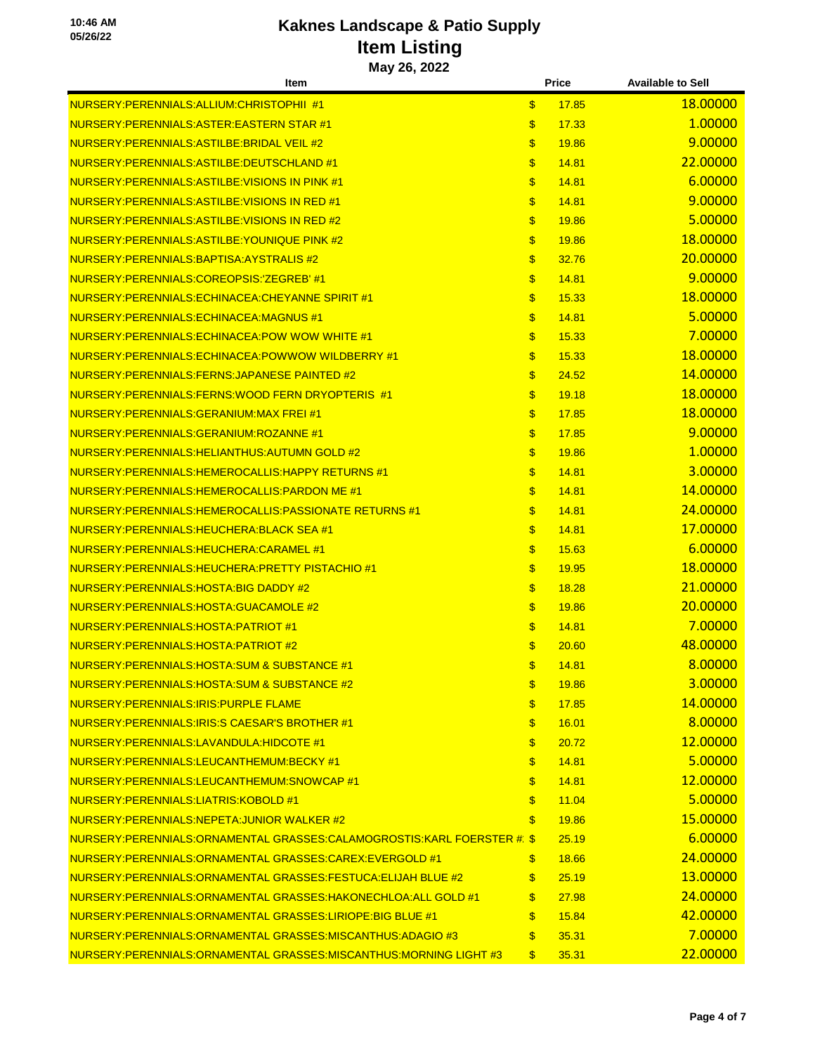# Kaknes Landscape & Patio Supply

## Item Listing

**May 26, 2022**

| Item | | Price | Available to Sell |
|---|---|---|---|
| NURSERY:PERENNIALS:ALLIUM:CHRISTOPHII #1 | $ | 17.85 | 18.00000 |
| NURSERY:PERENNIALS:ASTER:EASTERN STAR #1 | $ | 17.33 | 1.00000 |
| NURSERY:PERENNIALS:ASTILBE:BRIDAL VEIL #2 | $ | 19.86 | 9.00000 |
| NURSERY:PERENNIALS:ASTILBE:DEUTSCHLAND #1 | $ | 14.81 | 22.00000 |
| NURSERY:PERENNIALS:ASTILBE:VISIONS IN PINK #1 | $ | 14.81 | 6.00000 |
| NURSERY:PERENNIALS:ASTILBE:VISIONS IN RED #1 | $ | 14.81 | 9.00000 |
| NURSERY:PERENNIALS:ASTILBE:VISIONS IN RED #2 | $ | 19.86 | 5.00000 |
| NURSERY:PERENNIALS:ASTILBE:YOUNIQUE PINK #2 | $ | 19.86 | 18.00000 |
| NURSERY:PERENNIALS:BAPTISA:AYSTRALIS #2 | $ | 32.76 | 20.00000 |
| NURSERY:PERENNIALS:COREOPSIS:'ZEGREB' #1 | $ | 14.81 | 9.00000 |
| NURSERY:PERENNIALS:ECHINACEA:CHEYANNE SPIRIT #1 | $ | 15.33 | 18.00000 |
| NURSERY:PERENNIALS:ECHINACEA:MAGNUS #1 | $ | 14.81 | 5.00000 |
| NURSERY:PERENNIALS:ECHINACEA:POW WOW WHITE #1 | $ | 15.33 | 7.00000 |
| NURSERY:PERENNIALS:ECHINACEA:POWWOW WILDBERRY #1 | $ | 15.33 | 18.00000 |
| NURSERY:PERENNIALS:FERNS:JAPANESE PAINTED #2 | $ | 24.52 | 14.00000 |
| NURSERY:PERENNIALS:FERNS:WOOD FERN DRYOPTERIS #1 | $ | 19.18 | 18.00000 |
| NURSERY:PERENNIALS:GERANIUM:MAX FREI #1 | $ | 17.85 | 18.00000 |
| NURSERY:PERENNIALS:GERANIUM:ROZANNE #1 | $ | 17.85 | 9.00000 |
| NURSERY:PERENNIALS:HELIANTHUS:AUTUMN GOLD #2 | $ | 19.86 | 1.00000 |
| NURSERY:PERENNIALS:HEMEROCALLIS:HAPPY RETURNS #1 | $ | 14.81 | 3.00000 |
| NURSERY:PERENNIALS:HEMEROCALLIS:PARDON ME #1 | $ | 14.81 | 14.00000 |
| NURSERY:PERENNIALS:HEMEROCALLIS:PASSIONATE RETURNS #1 | $ | 14.81 | 24.00000 |
| NURSERY:PERENNIALS:HEUCHERA:BLACK SEA #1 | $ | 14.81 | 17.00000 |
| NURSERY:PERENNIALS:HEUCHERA:CARAMEL #1 | $ | 15.63 | 6.00000 |
| NURSERY:PERENNIALS:HEUCHERA:PRETTY PISTACHIO #1 | $ | 19.95 | 18.00000 |
| NURSERY:PERENNIALS:HOSTA:BIG DADDY #2 | $ | 18.28 | 21.00000 |
| NURSERY:PERENNIALS:HOSTA:GUACAMOLE #2 | $ | 19.86 | 20.00000 |
| NURSERY:PERENNIALS:HOSTA:PATRIOT #1 | $ | 14.81 | 7.00000 |
| NURSERY:PERENNIALS:HOSTA:PATRIOT #2 | $ | 20.60 | 48.00000 |
| NURSERY:PERENNIALS:HOSTA:SUM & SUBSTANCE #1 | $ | 14.81 | 8.00000 |
| NURSERY:PERENNIALS:HOSTA:SUM & SUBSTANCE #2 | $ | 19.86 | 3.00000 |
| NURSERY:PERENNIALS:IRIS:PURPLE FLAME | $ | 17.85 | 14.00000 |
| NURSERY:PERENNIALS:IRIS:S CAESAR'S BROTHER #1 | $ | 16.01 | 8.00000 |
| NURSERY:PERENNIALS:LAVANDULA:HIDCOTE #1 | $ | 20.72 | 12.00000 |
| NURSERY:PERENNIALS:LEUCANTHEMUM:BECKY #1 | $ | 14.81 | 5.00000 |
| NURSERY:PERENNIALS:LEUCANTHEMUM:SNOWCAP #1 | $ | 14.81 | 12.00000 |
| NURSERY:PERENNIALS:LIATRIS:KOBOLD #1 | $ | 11.04 | 5.00000 |
| NURSERY:PERENNIALS:NEPETA:JUNIOR WALKER #2 | $ | 19.86 | 15.00000 |
| NURSERY:PERENNIALS:ORNAMENTAL GRASSES:CALAMOGROSTIS:KARL FOERSTER #: | $ | 25.19 | 6.00000 |
| NURSERY:PERENNIALS:ORNAMENTAL GRASSES:CAREX:EVERGOLD #1 | $ | 18.66 | 24.00000 |
| NURSERY:PERENNIALS:ORNAMENTAL GRASSES:FESTUCA:ELIJAH BLUE #2 | $ | 25.19 | 13.00000 |
| NURSERY:PERENNIALS:ORNAMENTAL GRASSES:HAKONECHLOA:ALL GOLD #1 | $ | 27.98 | 24.00000 |
| NURSERY:PERENNIALS:ORNAMENTAL GRASSES:LIRIOPE:BIG BLUE #1 | $ | 15.84 | 42.00000 |
| NURSERY:PERENNIALS:ORNAMENTAL GRASSES:MISCANTHUS:ADAGIO #3 | $ | 35.31 | 7.00000 |
| NURSERY:PERENNIALS:ORNAMENTAL GRASSES:MISCANTHUS:MORNING LIGHT #3 | $ | 35.31 | 22.00000 |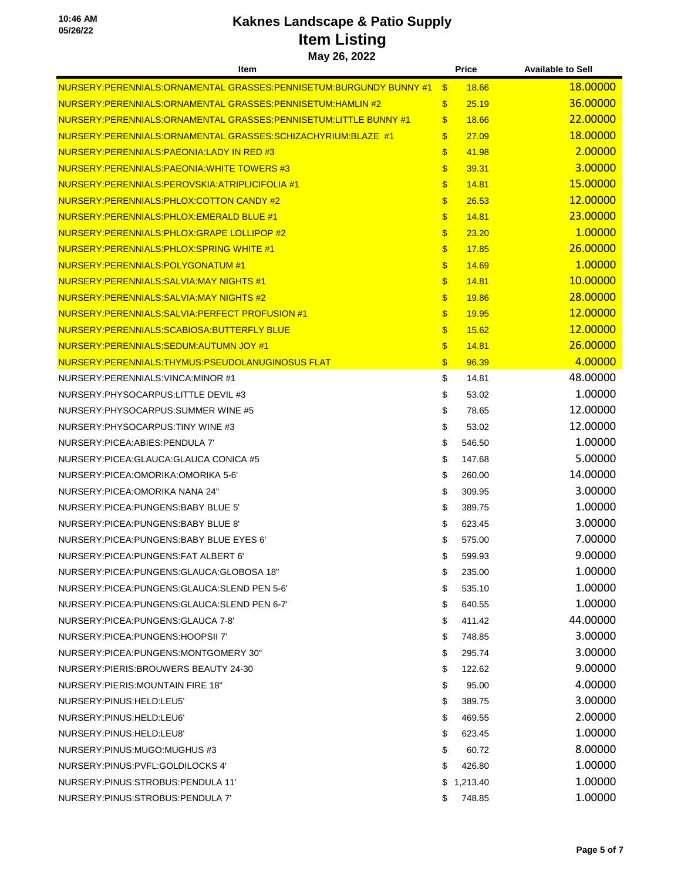# Kaknes Landscape & Patio Supply

## Item Listing

### May 26, 2022

| Item | Price | Available to Sell |
|---|---|---|
| NURSERY:PERENNIALS:ORNAMENTAL GRASSES:PENNISETUM:BURGUNDY BUNNY #1 | $ 18.66 | 18.00000 |
| NURSERY:PERENNIALS:ORNAMENTAL GRASSES:PENNISETUM:HAMLIN #2 | $ 25.19 | 36.00000 |
| NURSERY:PERENNIALS:ORNAMENTAL GRASSES:PENNISETUM:LITTLE BUNNY #1 | $ 18.66 | 22.00000 |
| NURSERY:PERENNIALS:ORNAMENTAL GRASSES:SCHIZACHYRIUM:BLAZE #1 | $ 27.09 | 18.00000 |
| NURSERY:PERENNIALS:PAEONIA:LADY IN RED #3 | $ 41.98 | 2.00000 |
| NURSERY:PERENNIALS:PAEONIA:WHITE TOWERS #3 | $ 39.31 | 3.00000 |
| NURSERY:PERENNIALS:PEROVSKIA:ATRIPLICIFOLIA #1 | $ 14.81 | 15.00000 |
| NURSERY:PERENNIALS:PHLOX:COTTON CANDY #2 | $ 26.53 | 12.00000 |
| NURSERY:PERENNIALS:PHLOX:EMERALD BLUE #1 | $ 14.81 | 23.00000 |
| NURSERY:PERENNIALS:PHLOX:GRAPE LOLLIPOP #2 | $ 23.20 | 1.00000 |
| NURSERY:PERENNIALS:PHLOX:SPRING WHITE #1 | $ 17.85 | 26.00000 |
| NURSERY:PERENNIALS:POLYGONATUM #1 | $ 14.69 | 1.00000 |
| NURSERY:PERENNIALS:SALVIA:MAY NIGHTS #1 | $ 14.81 | 10.00000 |
| NURSERY:PERENNIALS:SALVIA:MAY NIGHTS #2 | $ 19.86 | 28.00000 |
| NURSERY:PERENNIALS:SALVIA:PERFECT PROFUSION #1 | $ 19.95 | 12.00000 |
| NURSERY:PERENNIALS:SCABIOSA:BUTTERFLY BLUE | $ 15.62 | 12.00000 |
| NURSERY:PERENNIALS:SEDUM:AUTUMN JOY #1 | $ 14.81 | 26.00000 |
| NURSERY:PERENNIALS:THYMUS:PSEUDOLANUGINOSUS FLAT | $ 96.39 | 4.00000 |
| NURSERY:PERENNIALS:VINCA:MINOR #1 | $ 14.81 | 48.00000 |
| NURSERY:PHYSOCARPUS:LITTLE DEVIL #3 | $ 53.02 | 1.00000 |
| NURSERY:PHYSOCARPUS:SUMMER WINE #5 | $ 78.65 | 12.00000 |
| NURSERY:PHYSOCARPUS:TINY WINE #3 | $ 53.02 | 12.00000 |
| NURSERY:PICEA:ABIES:PENDULA 7' | $ 546.50 | 1.00000 |
| NURSERY:PICEA:GLAUCA:GLAUCA CONICA #5 | $ 147.68 | 5.00000 |
| NURSERY:PICEA:OMORIKA:OMORIKA 5-6' | $ 260.00 | 14.00000 |
| NURSERY:PICEA:OMORIKA NANA 24" | $ 309.95 | 3.00000 |
| NURSERY:PICEA:PUNGENS:BABY BLUE 5' | $ 389.75 | 1.00000 |
| NURSERY:PICEA:PUNGENS:BABY BLUE 8' | $ 623.45 | 3.00000 |
| NURSERY:PICEA:PUNGENS:BABY BLUE EYES 6' | $ 575.00 | 7.00000 |
| NURSERY:PICEA:PUNGENS:FAT ALBERT 6' | $ 599.93 | 9.00000 |
| NURSERY:PICEA:PUNGENS:GLAUCA:GLOBOSA 18" | $ 235.00 | 1.00000 |
| NURSERY:PICEA:PUNGENS:GLAUCA:SLEND PEN 5-6' | $ 535.10 | 1.00000 |
| NURSERY:PICEA:PUNGENS:GLAUCA:SLEND PEN 6-7' | $ 640.55 | 1.00000 |
| NURSERY:PICEA:PUNGENS:GLAUCA 7-8' | $ 411.42 | 44.00000 |
| NURSERY:PICEA:PUNGENS:HOOPSII 7' | $ 748.85 | 3.00000 |
| NURSERY:PICEA:PUNGENS:MONTGOMERY 30" | $ 295.74 | 3.00000 |
| NURSERY:PIERIS:BROUWERS BEAUTY 24-30 | $ 122.62 | 9.00000 |
| NURSERY:PIERIS:MOUNTAIN FIRE 18" | $ 95.00 | 4.00000 |
| NURSERY:PINUS:HELD:LEU5' | $ 389.75 | 3.00000 |
| NURSERY:PINUS:HELD:LEU6' | $ 469.55 | 2.00000 |
| NURSERY:PINUS:HELD:LEU8' | $ 623.45 | 1.00000 |
| NURSERY:PINUS:MUGO:MUGHUS #3 | $ 60.72 | 8.00000 |
| NURSERY:PINUS:PVFL:GOLDILOCKS 4' | $ 426.80 | 1.00000 |
| NURSERY:PINUS:STROBUS:PENDULA 11' | $ 1,213.40 | 1.00000 |
| NURSERY:PINUS:STROBUS:PENDULA 7' | $ 748.85 | 1.00000 |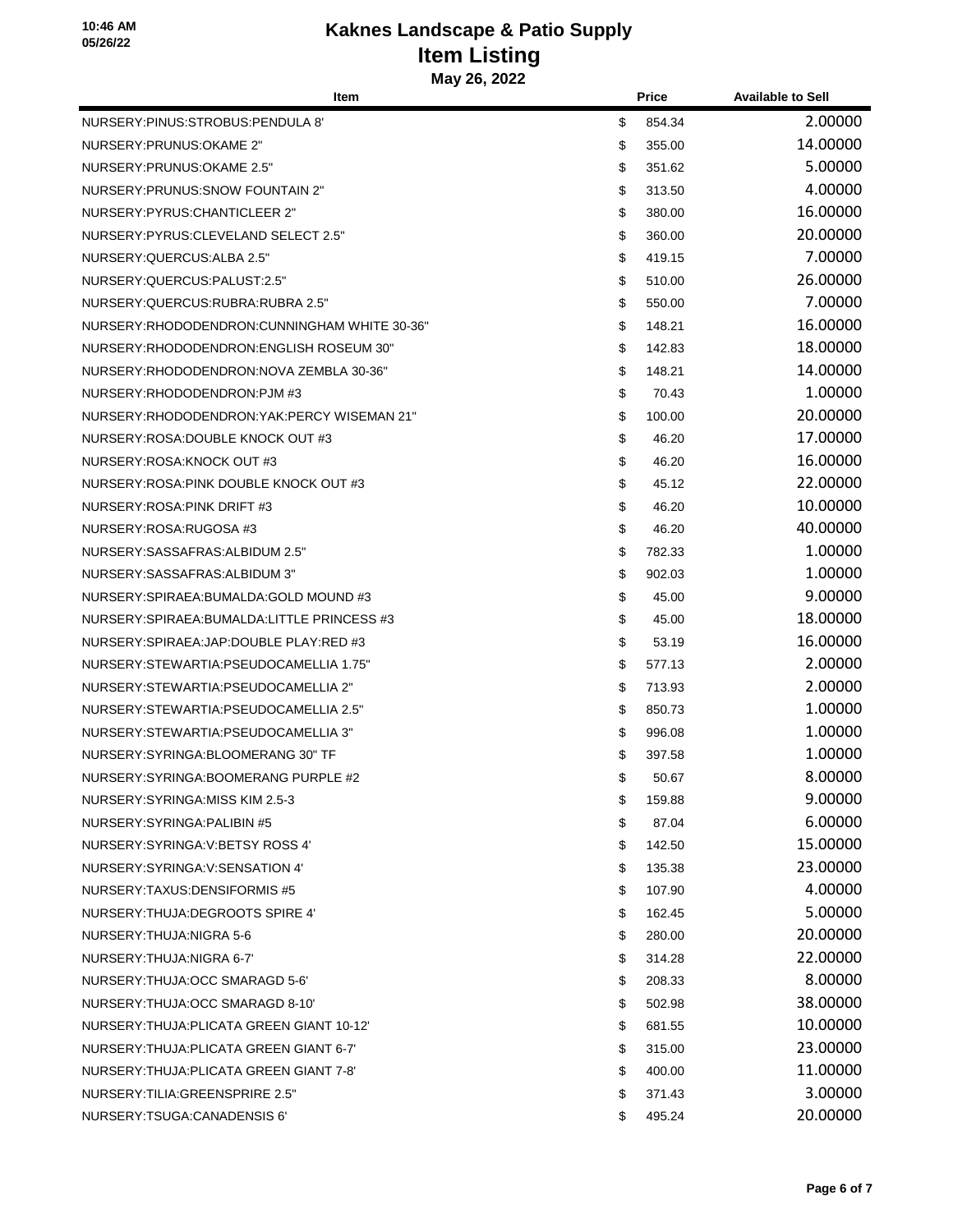# Kaknes Landscape & Patio Supply

## Item Listing

**May 26, 2022**

| Item | Price | Available to Sell |
|---|---|---|
| NURSERY:PINUS:STROBUS:PENDULA 8' | $ 854.34 | 2.00000 |
| NURSERY:PRUNUS:OKAME 2" | $ 355.00 | 14.00000 |
| NURSERY:PRUNUS:OKAME 2.5" | $ 351.62 | 5.00000 |
| NURSERY:PRUNUS:SNOW FOUNTAIN 2" | $ 313.50 | 4.00000 |
| NURSERY:PYRUS:CHANTICLEER 2" | $ 380.00 | 16.00000 |
| NURSERY:PYRUS:CLEVELAND SELECT 2.5" | $ 360.00 | 20.00000 |
| NURSERY:QUERCUS:ALBA 2.5" | $ 419.15 | 7.00000 |
| NURSERY:QUERCUS:PALUST:2.5" | $ 510.00 | 26.00000 |
| NURSERY:QUERCUS:RUBRA:RUBRA 2.5" | $ 550.00 | 7.00000 |
| NURSERY:RHODODENDRON:CUNNINGHAM WHITE 30-36" | $ 148.21 | 16.00000 |
| NURSERY:RHODODENDRON:ENGLISH ROSEUM 30" | $ 142.83 | 18.00000 |
| NURSERY:RHODODENDRON:NOVA ZEMBLA 30-36" | $ 148.21 | 14.00000 |
| NURSERY:RHODODENDRON:PJM #3 | $ 70.43 | 1.00000 |
| NURSERY:RHODODENDRON:YAK:PERCY WISEMAN 21" | $ 100.00 | 20.00000 |
| NURSERY:ROSA:DOUBLE KNOCK OUT #3 | $ 46.20 | 17.00000 |
| NURSERY:ROSA:KNOCK OUT #3 | $ 46.20 | 16.00000 |
| NURSERY:ROSA:PINK DOUBLE KNOCK OUT #3 | $ 45.12 | 22.00000 |
| NURSERY:ROSA:PINK DRIFT #3 | $ 46.20 | 10.00000 |
| NURSERY:ROSA:RUGOSA #3 | $ 46.20 | 40.00000 |
| NURSERY:SASSAFRAS:ALBIDUM 2.5" | $ 782.33 | 1.00000 |
| NURSERY:SASSAFRAS:ALBIDUM 3" | $ 902.03 | 1.00000 |
| NURSERY:SPIRAEA:BUMALDA:GOLD MOUND #3 | $ 45.00 | 9.00000 |
| NURSERY:SPIRAEA:BUMALDA:LITTLE PRINCESS #3 | $ 45.00 | 18.00000 |
| NURSERY:SPIRAEA:JAP:DOUBLE PLAY:RED #3 | $ 53.19 | 16.00000 |
| NURSERY:STEWARTIA:PSEUDOCAMELLIA 1.75" | $ 577.13 | 2.00000 |
| NURSERY:STEWARTIA:PSEUDOCAMELLIA 2" | $ 713.93 | 2.00000 |
| NURSERY:STEWARTIA:PSEUDOCAMELLIA 2.5" | $ 850.73 | 1.00000 |
| NURSERY:STEWARTIA:PSEUDOCAMELLIA 3" | $ 996.08 | 1.00000 |
| NURSERY:SYRINGA:BLOOMERANG 30" TF | $ 397.58 | 1.00000 |
| NURSERY:SYRINGA:BOOMERANG PURPLE #2 | $ 50.67 | 8.00000 |
| NURSERY:SYRINGA:MISS KIM 2.5-3 | $ 159.88 | 9.00000 |
| NURSERY:SYRINGA:PALIBIN #5 | $ 87.04 | 6.00000 |
| NURSERY:SYRINGA:V:BETSY ROSS 4' | $ 142.50 | 15.00000 |
| NURSERY:SYRINGA:V:SENSATION 4' | $ 135.38 | 23.00000 |
| NURSERY:TAXUS:DENSIFORMIS #5 | $ 107.90 | 4.00000 |
| NURSERY:THUJA:DEGROOTS SPIRE 4' | $ 162.45 | 5.00000 |
| NURSERY:THUJA:NIGRA 5-6 | $ 280.00 | 20.00000 |
| NURSERY:THUJA:NIGRA 6-7' | $ 314.28 | 22.00000 |
| NURSERY:THUJA:OCC SMARAGD 5-6' | $ 208.33 | 8.00000 |
| NURSERY:THUJA:OCC SMARAGD 8-10' | $ 502.98 | 38.00000 |
| NURSERY:THUJA:PLICATA GREEN GIANT 10-12' | $ 681.55 | 10.00000 |
| NURSERY:THUJA:PLICATA GREEN GIANT 6-7' | $ 315.00 | 23.00000 |
| NURSERY:THUJA:PLICATA GREEN GIANT 7-8' | $ 400.00 | 11.00000 |
| NURSERY:TILIA:GREENSPRIRE 2.5" | $ 371.43 | 3.00000 |
| NURSERY:TSUGA:CANADENSIS 6' | $ 495.24 | 20.00000 |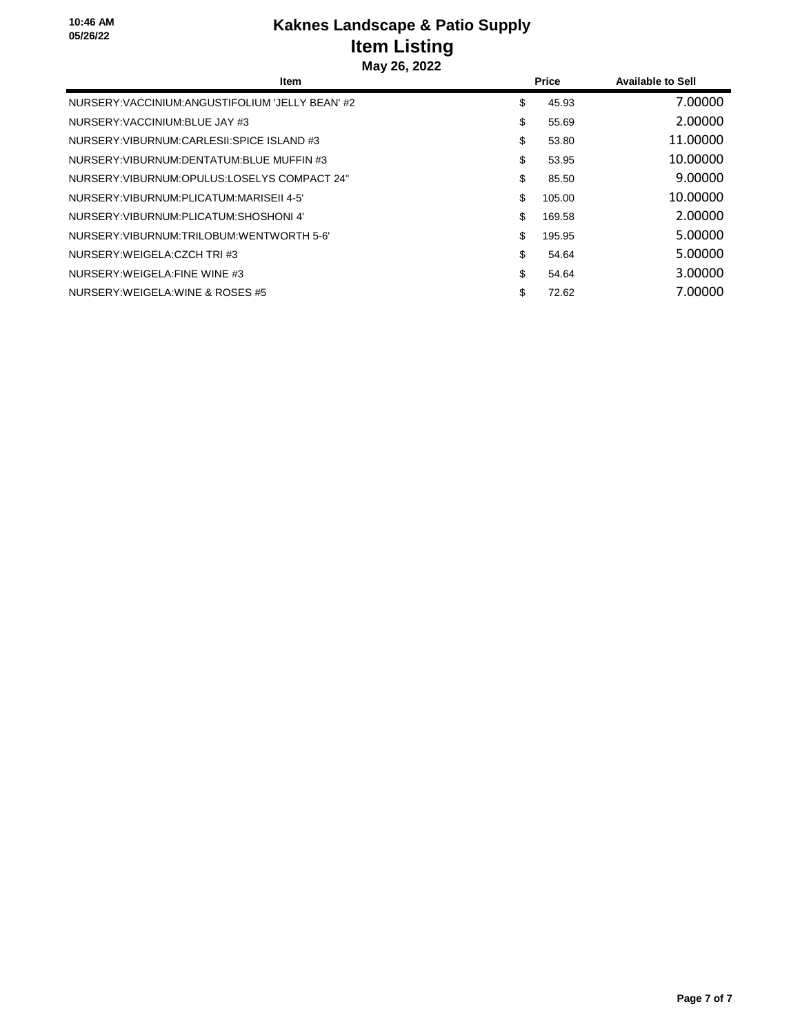# Kaknes Landscape & Patio Supply

## Item Listing

**May 26, 2022**

| Item | Price | | Available to Sell |
|---|---|---|---|
| NURSERY:VACCINIUM:ANGUSTIFOLIUM 'JELLY BEAN' #2 | $ | 45.93 | 7.00000 |
| NURSERY:VACCINIUM:BLUE JAY #3 | $ | 55.69 | 2.00000 |
| NURSERY:VIBURNUM:CARLESII:SPICE ISLAND #3 | $ | 53.80 | 11.00000 |
| NURSERY:VIBURNUM:DENTATUM:BLUE MUFFIN #3 | $ | 53.95 | 10.00000 |
| NURSERY:VIBURNUM:OPULUS:LOSELYS COMPACT 24" | $ | 85.50 | 9.00000 |
| NURSERY:VIBURNUM:PLICATUM:MARISEII 4-5' | $ | 105.00 | 10.00000 |
| NURSERY:VIBURNUM:PLICATUM:SHOSHONI 4' | $ | 169.58 | 2.00000 |
| NURSERY:VIBURNUM:TRILOBUM:WENTWORTH 5-6' | $ | 195.95 | 5.00000 |
| NURSERY:WEIGELA:CZCH TRI #3 | $ | 54.64 | 5.00000 |
| NURSERY:WEIGELA:FINE WINE #3 | $ | 54.64 | 3.00000 |
| NURSERY:WEIGELA:WINE & ROSES #5 | $ | 72.62 | 7.00000 |